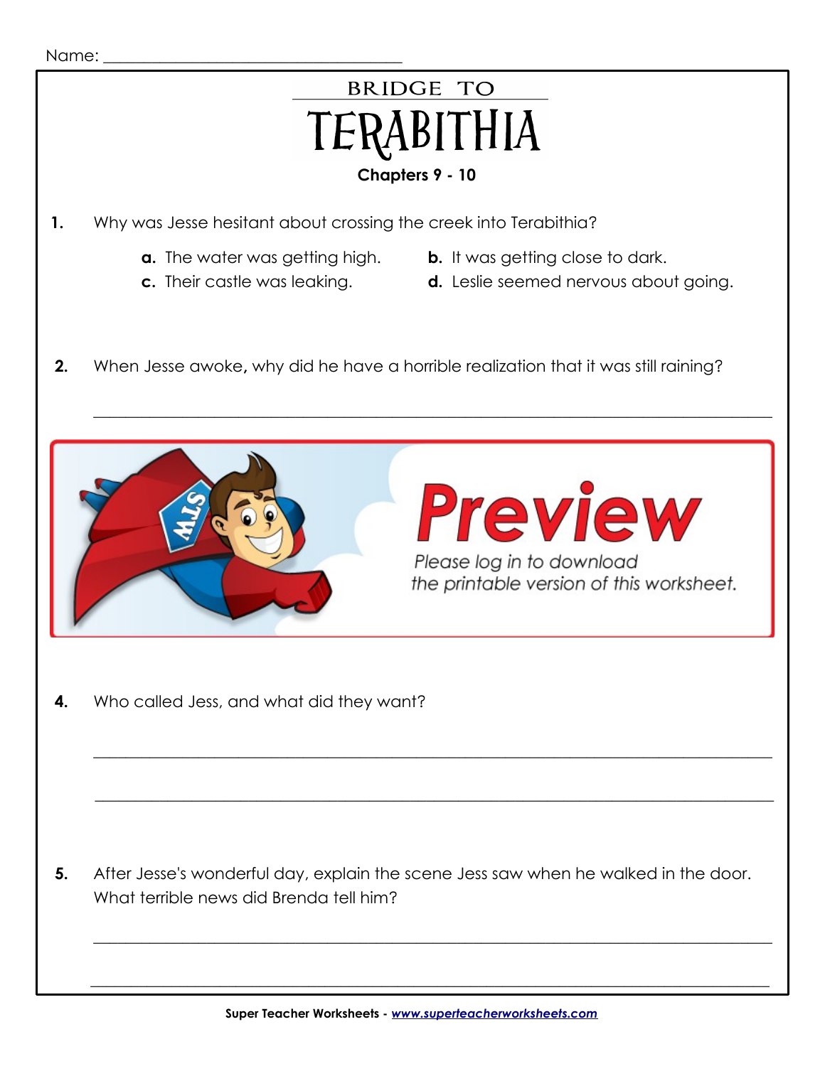Name: ___________________________________

# BRIDGE TO TERABITHIA

**Chapters 9 - 10**

**1.** Why was Jesse hesitant about crossing the creek into Terabithia?

**a.** The water was getting high.
**b.** It was getting close to dark.
**c.** Their castle was leaking.
**d.** Leslie seemed nervous about going.

**2.** When Jesse awoke, why did he have a horrible realization that it was still raining?

_______________________________________________________________________________

Preview

Please log in to download the printable version of this worksheet.

**4.** Who called Jess, and what did they want?

_______________________________________________________________________________

_______________________________________________________________________________

**5.** After Jesse's wonderful day, explain the scene Jess saw when he walked in the door. What terrible news did Brenda tell him?

_______________________________________________________________________________

_______________________________________________________________________________

Super Teacher Worksheets - www.superteacherworksheets.com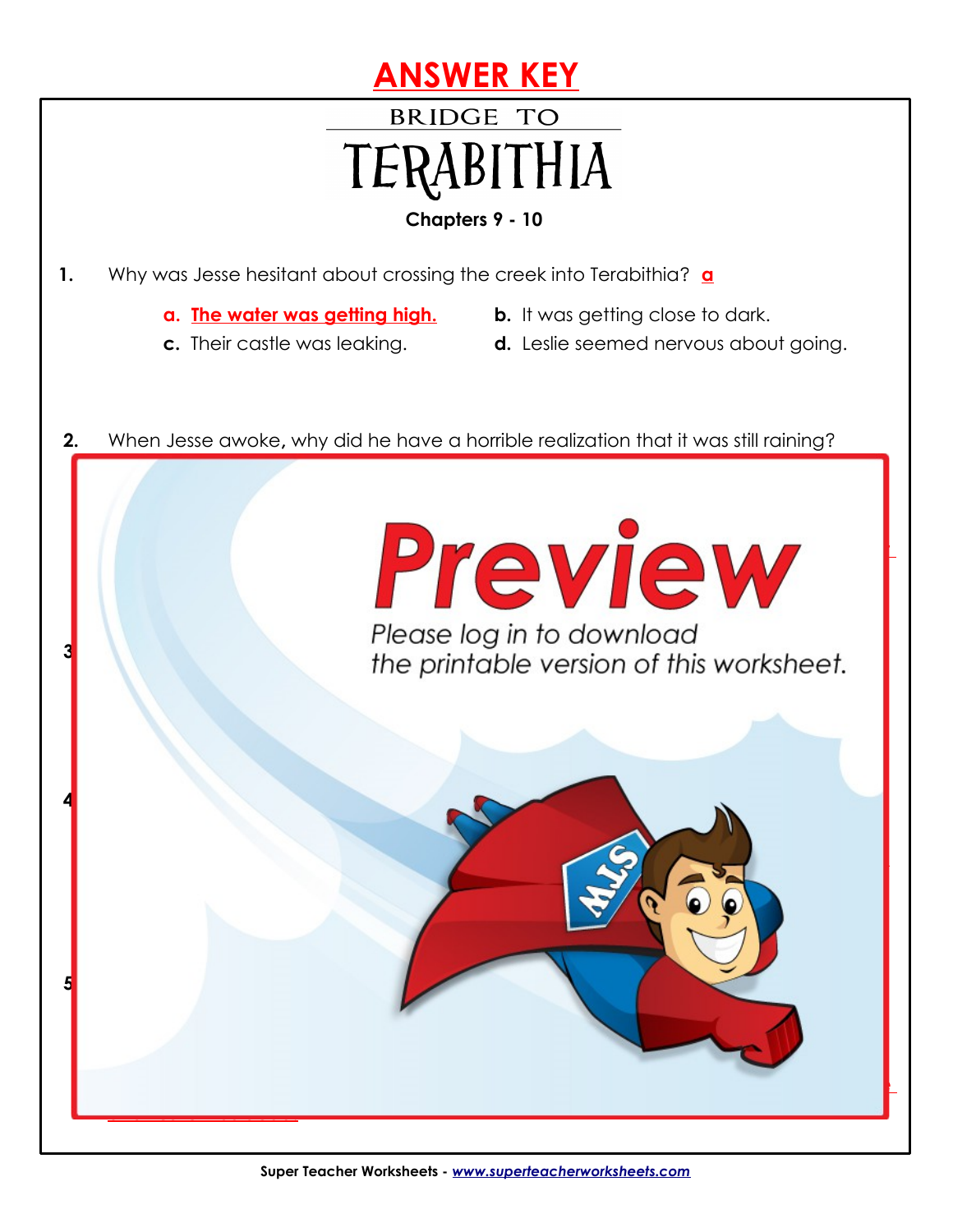# ANSWER KEY

## BRIDGE TO TERABITHIA

**Chapters 9 - 10**

1. Why was Jesse hesitant about crossing the creek into Terabithia? **a**

   a. **The water was getting high.**
   b. It was getting close to dark.
   c. Their castle was leaking.
   d. Leslie seemed nervous about going.

2. When Jesse awoke, why did he have a horrible realization that it was still raining?

Preview

Please log in to download the printable version of this worksheet.